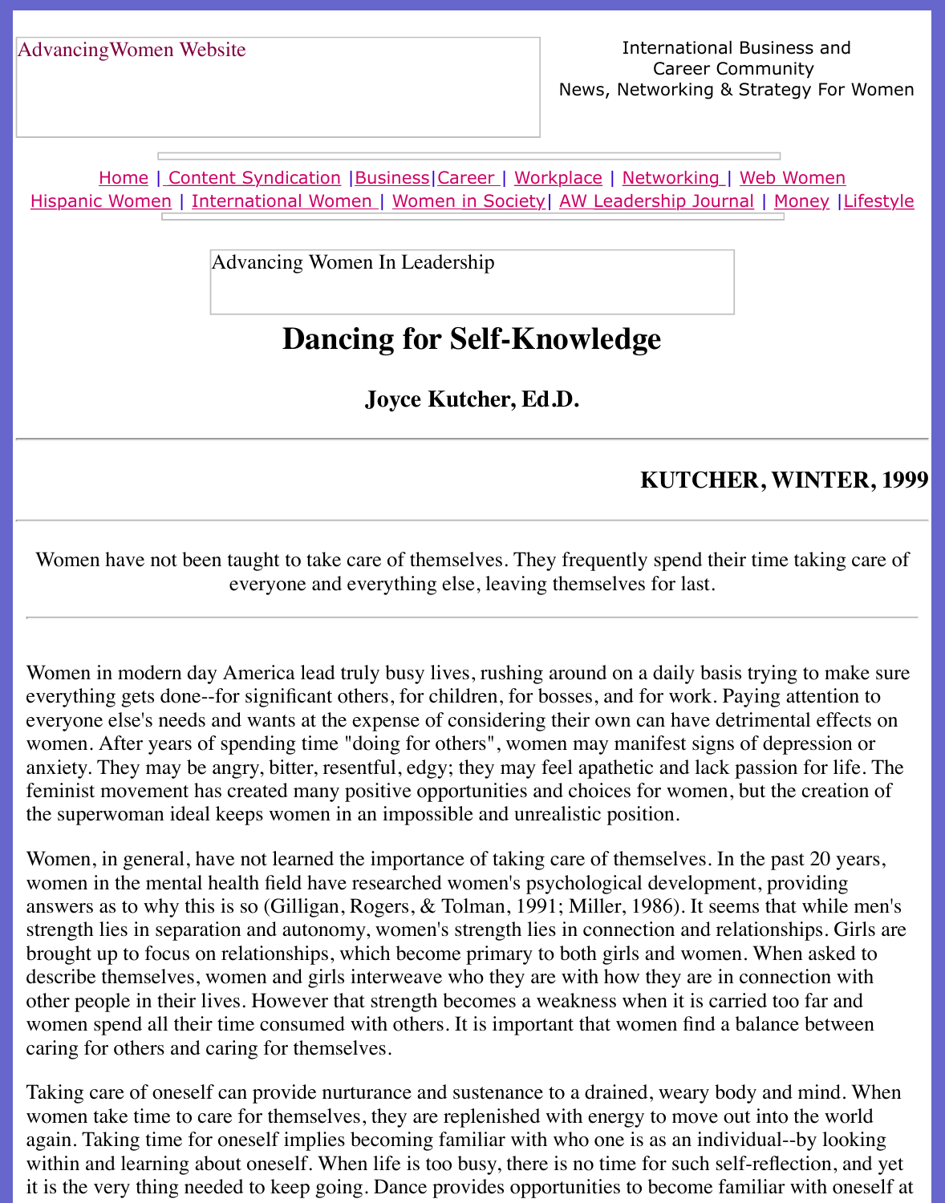AdvancingWomen Website

International Business and Career Community
News, Networking & Strategy For Women

Home | Content Syndication | Business | Career | Workplace | Networking | Web Women
Hispanic Women | International Women | Women in Society | AW Leadership Journal | Money | Lifestyle

Advancing Women In Leadership

# Dancing for Self-Knowledge

### Joyce Kutcher, Ed.D.

---

**KUTCHER, WINTER, 1999**

---

Women have not been taught to take care of themselves. They frequently spend their time taking care of everyone and everything else, leaving themselves for last.

---

Women in modern day America lead truly busy lives, rushing around on a daily basis trying to make sure everything gets done--for significant others, for children, for bosses, and for work. Paying attention to everyone else's needs and wants at the expense of considering their own can have detrimental effects on women. After years of spending time "doing for others", women may manifest signs of depression or anxiety. They may be angry, bitter, resentful, edgy; they may feel apathetic and lack passion for life. The feminist movement has created many positive opportunities and choices for women, but the creation of the superwoman ideal keeps women in an impossible and unrealistic position.

Women, in general, have not learned the importance of taking care of themselves. In the past 20 years, women in the mental health field have researched women's psychological development, providing answers as to why this is so (Gilligan, Rogers, & Tolman, 1991; Miller, 1986). It seems that while men's strength lies in separation and autonomy, women's strength lies in connection and relationships. Girls are brought up to focus on relationships, which become primary to both girls and women. When asked to describe themselves, women and girls interweave who they are with how they are in connection with other people in their lives. However that strength becomes a weakness when it is carried too far and women spend all their time consumed with others. It is important that women find a balance between caring for others and caring for themselves.

Taking care of oneself can provide nurturance and sustenance to a drained, weary body and mind. When women take time to care for themselves, they are replenished with energy to move out into the world again. Taking time for oneself implies becoming familiar with who one is as an individual--by looking within and learning about oneself. When life is too busy, there is no time for such self-reflection, and yet it is the very thing needed to keep going. Dance provides opportunities to become familiar with oneself at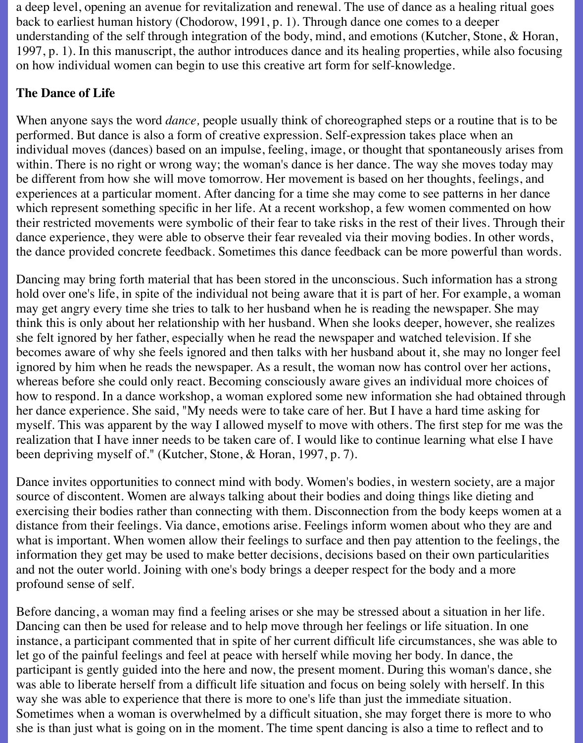a deep level, opening an avenue for revitalization and renewal. The use of dance as a healing ritual goes back to earliest human history (Chodorow, 1991, p. 1). Through dance one comes to a deeper understanding of the self through integration of the body, mind, and emotions (Kutcher, Stone, & Horan, 1997, p. 1). In this manuscript, the author introduces dance and its healing properties, while also focusing on how individual women can begin to use this creative art form for self-knowledge.

**The Dance of Life**

When anyone says the word *dance,* people usually think of choreographed steps or a routine that is to be performed. But dance is also a form of creative expression. Self-expression takes place when an individual moves (dances) based on an impulse, feeling, image, or thought that spontaneously arises from within. There is no right or wrong way; the woman's dance is her dance. The way she moves today may be different from how she will move tomorrow. Her movement is based on her thoughts, feelings, and experiences at a particular moment. After dancing for a time she may come to see patterns in her dance which represent something specific in her life. At a recent workshop, a few women commented on how their restricted movements were symbolic of their fear to take risks in the rest of their lives. Through their dance experience, they were able to observe their fear revealed via their moving bodies. In other words, the dance provided concrete feedback. Sometimes this dance feedback can be more powerful than words.

Dancing may bring forth material that has been stored in the unconscious. Such information has a strong hold over one's life, in spite of the individual not being aware that it is part of her. For example, a woman may get angry every time she tries to talk to her husband when he is reading the newspaper. She may think this is only about her relationship with her husband. When she looks deeper, however, she realizes she felt ignored by her father, especially when he read the newspaper and watched television. If she becomes aware of why she feels ignored and then talks with her husband about it, she may no longer feel ignored by him when he reads the newspaper. As a result, the woman now has control over her actions, whereas before she could only react. Becoming consciously aware gives an individual more choices of how to respond. In a dance workshop, a woman explored some new information she had obtained through her dance experience. She said, "My needs were to take care of her. But I have a hard time asking for myself. This was apparent by the way I allowed myself to move with others. The first step for me was the realization that I have inner needs to be taken care of. I would like to continue learning what else I have been depriving myself of." (Kutcher, Stone, & Horan, 1997, p. 7).

Dance invites opportunities to connect mind with body. Women's bodies, in western society, are a major source of discontent. Women are always talking about their bodies and doing things like dieting and exercising their bodies rather than connecting with them. Disconnection from the body keeps women at a distance from their feelings. Via dance, emotions arise. Feelings inform women about who they are and what is important. When women allow their feelings to surface and then pay attention to the feelings, the information they get may be used to make better decisions, decisions based on their own particularities and not the outer world. Joining with one's body brings a deeper respect for the body and a more profound sense of self.

Before dancing, a woman may find a feeling arises or she may be stressed about a situation in her life. Dancing can then be used for release and to help move through her feelings or life situation. In one instance, a participant commented that in spite of her current difficult life circumstances, she was able to let go of the painful feelings and feel at peace with herself while moving her body. In dance, the participant is gently guided into the here and now, the present moment. During this woman's dance, she was able to liberate herself from a difficult life situation and focus on being solely with herself. In this way she was able to experience that there is more to one's life than just the immediate situation. Sometimes when a woman is overwhelmed by a difficult situation, she may forget there is more to who she is than just what is going on in the moment. The time spent dancing is also a time to reflect and to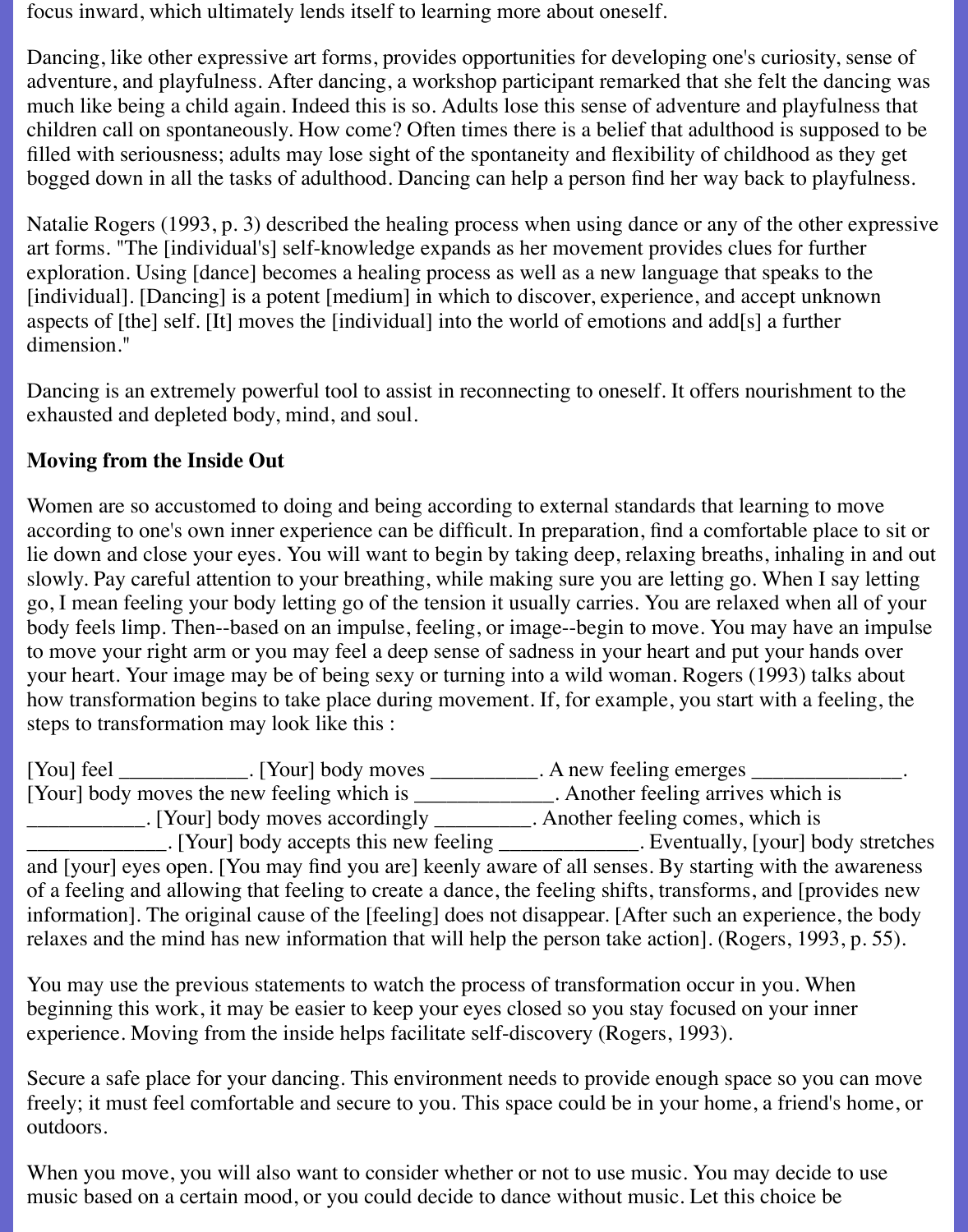focus inward, which ultimately lends itself to learning more about oneself.

Dancing, like other expressive art forms, provides opportunities for developing one's curiosity, sense of adventure, and playfulness. After dancing, a workshop participant remarked that she felt the dancing was much like being a child again. Indeed this is so. Adults lose this sense of adventure and playfulness that children call on spontaneously. How come? Often times there is a belief that adulthood is supposed to be filled with seriousness; adults may lose sight of the spontaneity and flexibility of childhood as they get bogged down in all the tasks of adulthood. Dancing can help a person find her way back to playfulness.

Natalie Rogers (1993, p. 3) described the healing process when using dance or any of the other expressive art forms. "The [individual's] self-knowledge expands as her movement provides clues for further exploration. Using [dance] becomes a healing process as well as a new language that speaks to the [individual]. [Dancing] is a potent [medium] in which to discover, experience, and accept unknown aspects of [the] self. [It] moves the [individual] into the world of emotions and add[s] a further dimension."

Dancing is an extremely powerful tool to assist in reconnecting to oneself. It offers nourishment to the exhausted and depleted body, mind, and soul.

**Moving from the Inside Out**

Women are so accustomed to doing and being according to external standards that learning to move according to one's own inner experience can be difficult. In preparation, find a comfortable place to sit or lie down and close your eyes. You will want to begin by taking deep, relaxing breaths, inhaling in and out slowly. Pay careful attention to your breathing, while making sure you are letting go. When I say letting go, I mean feeling your body letting go of the tension it usually carries. You are relaxed when all of your body feels limp. Then--based on an impulse, feeling, or image--begin to move. You may have an impulse to move your right arm or you may feel a deep sense of sadness in your heart and put your hands over your heart. Your image may be of being sexy or turning into a wild woman. Rogers (1993) talks about how transformation begins to take place during movement. If, for example, you start with a feeling, the steps to transformation may look like this :

[You] feel ____________. [Your] body moves __________. A new feeling emerges ______________. [Your] body moves the new feeling which is _____________. Another feeling arrives which is ___________. [Your] body moves accordingly _________. Another feeling comes, which is _____________. [Your] body accepts this new feeling _____________. Eventually, [your] body stretches and [your] eyes open. [You may find you are] keenly aware of all senses. By starting with the awareness of a feeling and allowing that feeling to create a dance, the feeling shifts, transforms, and [provides new information]. The original cause of the [feeling] does not disappear. [After such an experience, the body relaxes and the mind has new information that will help the person take action]. (Rogers, 1993, p. 55).

You may use the previous statements to watch the process of transformation occur in you. When beginning this work, it may be easier to keep your eyes closed so you stay focused on your inner experience. Moving from the inside helps facilitate self-discovery (Rogers, 1993).

Secure a safe place for your dancing. This environment needs to provide enough space so you can move freely; it must feel comfortable and secure to you. This space could be in your home, a friend's home, or outdoors.

When you move, you will also want to consider whether or not to use music. You may decide to use music based on a certain mood, or you could decide to dance without music. Let this choice be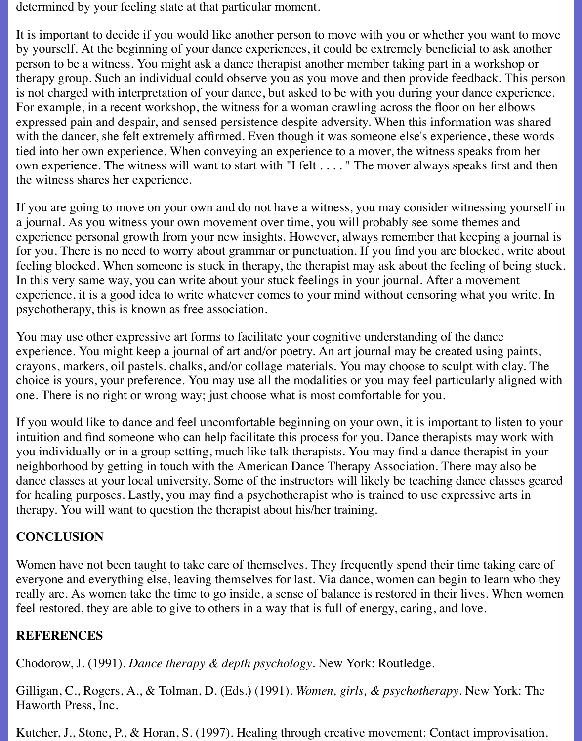determined by your feeling state at that particular moment.

It is important to decide if you would like another person to move with you or whether you want to move by yourself. At the beginning of your dance experiences, it could be extremely beneficial to ask another person to be a witness. You might ask a dance therapist another member taking part in a workshop or therapy group. Such an individual could observe you as you move and then provide feedback. This person is not charged with interpretation of your dance, but asked to be with you during your dance experience. For example, in a recent workshop, the witness for a woman crawling across the floor on her elbows expressed pain and despair, and sensed persistence despite adversity. When this information was shared with the dancer, she felt extremely affirmed. Even though it was someone else's experience, these words tied into her own experience. When conveying an experience to a mover, the witness speaks from her own experience. The witness will want to start with "I felt . . . . " The mover always speaks first and then the witness shares her experience.

If you are going to move on your own and do not have a witness, you may consider witnessing yourself in a journal. As you witness your own movement over time, you will probably see some themes and experience personal growth from your new insights. However, always remember that keeping a journal is for you. There is no need to worry about grammar or punctuation. If you find you are blocked, write about feeling blocked. When someone is stuck in therapy, the therapist may ask about the feeling of being stuck. In this very same way, you can write about your stuck feelings in your journal. After a movement experience, it is a good idea to write whatever comes to your mind without censoring what you write. In psychotherapy, this is known as free association.

You may use other expressive art forms to facilitate your cognitive understanding of the dance experience. You might keep a journal of art and/or poetry. An art journal may be created using paints, crayons, markers, oil pastels, chalks, and/or collage materials. You may choose to sculpt with clay. The choice is yours, your preference. You may use all the modalities or you may feel particularly aligned with one. There is no right or wrong way; just choose what is most comfortable for you.

If you would like to dance and feel uncomfortable beginning on your own, it is important to listen to your intuition and find someone who can help facilitate this process for you. Dance therapists may work with you individually or in a group setting, much like talk therapists. You may find a dance therapist in your neighborhood by getting in touch with the American Dance Therapy Association. There may also be dance classes at your local university. Some of the instructors will likely be teaching dance classes geared for healing purposes. Lastly, you may find a psychotherapist who is trained to use expressive arts in therapy. You will want to question the therapist about his/her training.

**CONCLUSION**

Women have not been taught to take care of themselves. They frequently spend their time taking care of everyone and everything else, leaving themselves for last. Via dance, women can begin to learn who they really are. As women take the time to go inside, a sense of balance is restored in their lives. When women feel restored, they are able to give to others in a way that is full of energy, caring, and love.

**REFERENCES**

Chodorow, J. (1991). *Dance therapy & depth psychology*. New York: Routledge.

Gilligan, C., Rogers, A., & Tolman, D. (Eds.) (1991). *Women, girls, & psychotherapy*. New York: The Haworth Press, Inc.

Kutcher, J., Stone, P., & Horan, S. (1997). Healing through creative movement: Contact improvisation.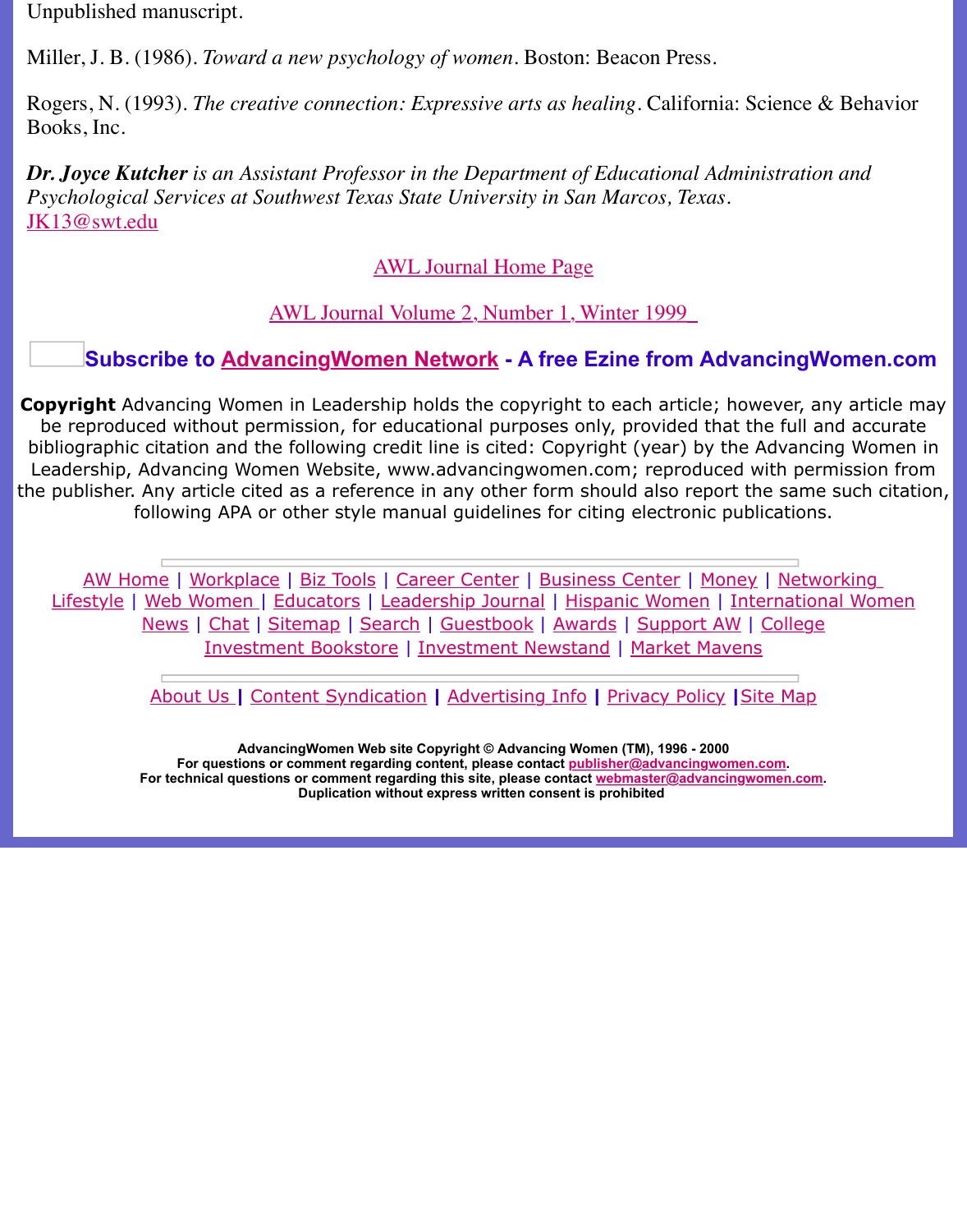Unpublished manuscript.

Miller, J. B. (1986). *Toward a new psychology of women*. Boston: Beacon Press.

Rogers, N. (1993). *The creative connection: Expressive arts as healing*. California: Science & Behavior Books, Inc.

***Dr. Joyce Kutcher** is an Assistant Professor in the Department of Educational Administration and Psychological Services at Southwest Texas State University in San Marcos, Texas.*
JK13@swt.edu

AWL Journal Home Page

AWL Journal Volume 2, Number 1, Winter 1999

**Subscribe to AdvancingWomen Network - A free Ezine from AdvancingWomen.com**

**Copyright** Advancing Women in Leadership holds the copyright to each article; however, any article may be reproduced without permission, for educational purposes only, provided that the full and accurate bibliographic citation and the following credit line is cited: Copyright (year) by the Advancing Women in Leadership, Advancing Women Website, www.advancingwomen.com; reproduced with permission from the publisher. Any article cited as a reference in any other form should also report the same such citation, following APA or other style manual guidelines for citing electronic publications.

---

AW Home | Workplace | Biz Tools | Career Center | Business Center | Money | Networking Lifestyle | Web Women | Educators | Leadership Journal | Hispanic Women | International Women News | Chat | Sitemap | Search | Guestbook | Awards | Support AW | College Investment Bookstore | Investment Newstand | Market Mavens

---

About Us | Content Syndication | Advertising Info | Privacy Policy | Site Map

**AdvancingWomen Web site Copyright © Advancing Women (TM), 1996 - 2000**
**For questions or comment regarding content, please contact publisher@advancingwomen.com.**
**For technical questions or comment regarding this site, please contact webmaster@advancingwomen.com.**
**Duplication without express written consent is prohibited**